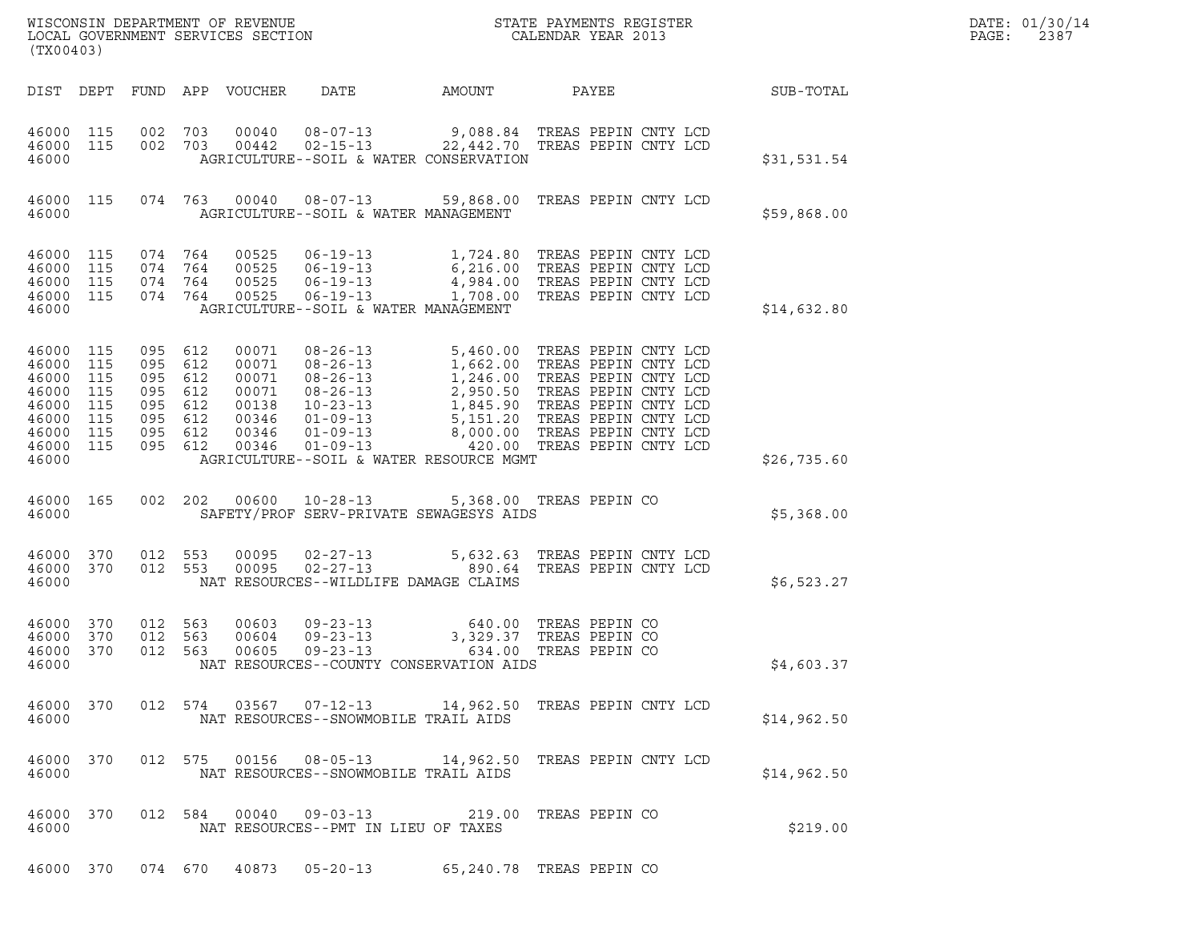WISCONSIN DEPARTMENT OF REVENUE
LOCAL GOVERNMENT SERVICES SECTION
(TX00403)

STATE PAYMENTS REGISTER
CALENDAR YEAR 2013

DATE: 01/30/14
PAGE: 2387

| DIST | DEPT | FUND | APP | VOUCHER | DATE | AMOUNT | PAYEE | SUB-TOTAL |
|---|---|---|---|---|---|---|---|---|
| 46000 | 115 | 002 | 703 | 00040 | 08-07-13 | 9,088.84 | TREAS PEPIN CNTY LCD | |
| 46000 | 115 | 002 | 703 | 00442 | 02-15-13 | 22,442.70 | TREAS PEPIN CNTY LCD | |
| 46000 | | | | | AGRICULTURE--SOIL & WATER CONSERVATION | | | $31,531.54 |
| 46000 | 115 | 074 | 763 | 00040 | 08-07-13 | 59,868.00 | TREAS PEPIN CNTY LCD | |
| 46000 | | | | | AGRICULTURE--SOIL & WATER MANAGEMENT | | | $59,868.00 |
| 46000 | 115 | 074 | 764 | 00525 | 06-19-13 | 1,724.80 | TREAS PEPIN CNTY LCD | |
| 46000 | 115 | 074 | 764 | 00525 | 06-19-13 | 6,216.00 | TREAS PEPIN CNTY LCD | |
| 46000 | 115 | 074 | 764 | 00525 | 06-19-13 | 4,984.00 | TREAS PEPIN CNTY LCD | |
| 46000 | 115 | 074 | 764 | 00525 | 06-19-13 | 1,708.00 | TREAS PEPIN CNTY LCD | |
| 46000 | | | | | AGRICULTURE--SOIL & WATER MANAGEMENT | | | $14,632.80 |
| 46000 | 115 | 095 | 612 | 00071 | 08-26-13 | 5,460.00 | TREAS PEPIN CNTY LCD | |
| 46000 | 115 | 095 | 612 | 00071 | 08-26-13 | 1,662.00 | TREAS PEPIN CNTY LCD | |
| 46000 | 115 | 095 | 612 | 00071 | 08-26-13 | 1,246.00 | TREAS PEPIN CNTY LCD | |
| 46000 | 115 | 095 | 612 | 00071 | 08-26-13 | 2,950.50 | TREAS PEPIN CNTY LCD | |
| 46000 | 115 | 095 | 612 | 00138 | 10-23-13 | 1,845.90 | TREAS PEPIN CNTY LCD | |
| 46000 | 115 | 095 | 612 | 00346 | 01-09-13 | 5,151.20 | TREAS PEPIN CNTY LCD | |
| 46000 | 115 | 095 | 612 | 00346 | 01-09-13 | 8,000.00 | TREAS PEPIN CNTY LCD | |
| 46000 | 115 | 095 | 612 | 00346 | 01-09-13 | 420.00 | TREAS PEPIN CNTY LCD | |
| 46000 | | | | | AGRICULTURE--SOIL & WATER RESOURCE MGMT | | | $26,735.60 |
| 46000 | 165 | 002 | 202 | 00600 | 10-28-13 | 5,368.00 | TREAS PEPIN CO | |
| 46000 | | | | | SAFETY/PROF SERV-PRIVATE SEWAGESYS AIDS | | | $5,368.00 |
| 46000 | 370 | 012 | 553 | 00095 | 02-27-13 | 5,632.63 | TREAS PEPIN CNTY LCD | |
| 46000 | 370 | 012 | 553 | 00095 | 02-27-13 | 890.64 | TREAS PEPIN CNTY LCD | |
| 46000 | | | | | NAT RESOURCES--WILDLIFE DAMAGE CLAIMS | | | $6,523.27 |
| 46000 | 370 | 012 | 563 | 00603 | 09-23-13 | 640.00 | TREAS PEPIN CO | |
| 46000 | 370 | 012 | 563 | 00604 | 09-23-13 | 3,329.37 | TREAS PEPIN CO | |
| 46000 | 370 | 012 | 563 | 00605 | 09-23-13 | 634.00 | TREAS PEPIN CO | |
| 46000 | | | | | NAT RESOURCES--COUNTY CONSERVATION AIDS | | | $4,603.37 |
| 46000 | 370 | 012 | 574 | 03567 | 07-12-13 | 14,962.50 | TREAS PEPIN CNTY LCD | |
| 46000 | | | | | NAT RESOURCES--SNOWMOBILE TRAIL AIDS | | | $14,962.50 |
| 46000 | 370 | 012 | 575 | 00156 | 08-05-13 | 14,962.50 | TREAS PEPIN CNTY LCD | |
| 46000 | | | | | NAT RESOURCES--SNOWMOBILE TRAIL AIDS | | | $14,962.50 |
| 46000 | 370 | 012 | 584 | 00040 | 09-03-13 | 219.00 | TREAS PEPIN CO | |
| 46000 | | | | | NAT RESOURCES--PMT IN LIEU OF TAXES | | | $219.00 |
| 46000 | 370 | 074 | 670 | 40873 | 05-20-13 | 65,240.78 | TREAS PEPIN CO | |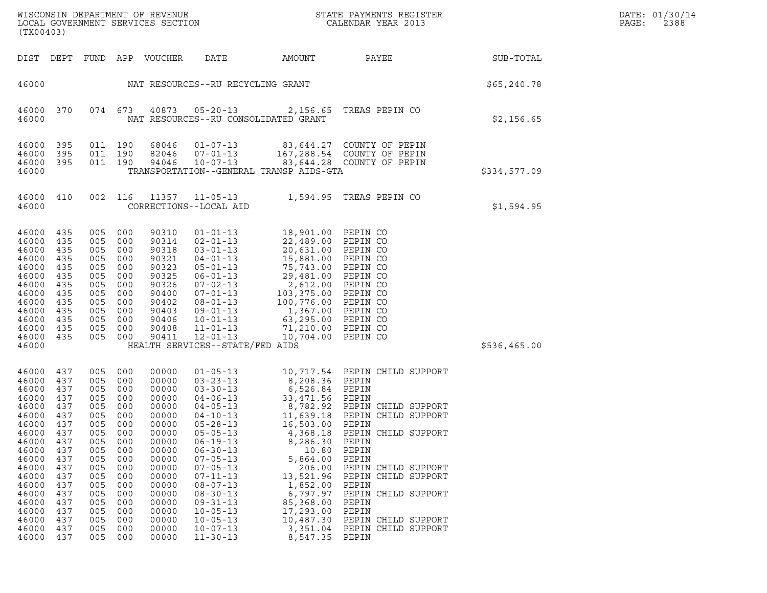WISCONSIN DEPARTMENT OF REVENUE
LOCAL GOVERNMENT SERVICES SECTION
(TX00403)

STATE PAYMENTS REGISTER
CALENDAR YEAR 2013

DATE: 01/30/14
PAGE: 2388

| DIST | DEPT | FUND | APP | VOUCHER | DATE | AMOUNT | PAYEE | SUB-TOTAL |
|---|---|---|---|---|---|---|---|---|
| 46000 | | | | | NAT RESOURCES--RU RECYCLING GRANT | | | $65,240.78 |
| 46000 | 370 | 074 | 673 | 40873 | 05-20-13 | 2,156.65 | TREAS PEPIN CO | |
| 46000 | | | | | NAT RESOURCES--RU CONSOLIDATED GRANT | | | $2,156.65 |
| 46000 | 395 | 011 | 190 | 68046 | 01-07-13 | 83,644.27 | COUNTY OF PEPIN | |
| 46000 | 395 | 011 | 190 | 82046 | 07-01-13 | 167,288.54 | COUNTY OF PEPIN | |
| 46000 | 395 | 011 | 190 | 94046 | 10-07-13 | 83,644.28 | COUNTY OF PEPIN | |
| 46000 | | | | | TRANSPORTATION--GENERAL TRANSP AIDS-GTA | | | $334,577.09 |
| 46000 | 410 | 002 | 116 | 11357 | 11-05-13 | 1,594.95 | TREAS PEPIN CO | |
| 46000 | | | | | CORRECTIONS--LOCAL AID | | | $1,594.95 |
| 46000 | 435 | 005 | 000 | 90310 | 01-01-13 | 18,901.00 | PEPIN CO | |
| 46000 | 435 | 005 | 000 | 90314 | 02-01-13 | 22,489.00 | PEPIN CO | |
| 46000 | 435 | 005 | 000 | 90318 | 03-01-13 | 20,631.00 | PEPIN CO | |
| 46000 | 435 | 005 | 000 | 90321 | 04-01-13 | 15,881.00 | PEPIN CO | |
| 46000 | 435 | 005 | 000 | 90323 | 05-01-13 | 75,743.00 | PEPIN CO | |
| 46000 | 435 | 005 | 000 | 90325 | 06-01-13 | 29,481.00 | PEPIN CO | |
| 46000 | 435 | 005 | 000 | 90326 | 07-02-13 | 2,612.00 | PEPIN CO | |
| 46000 | 435 | 005 | 000 | 90400 | 07-01-13 | 103,375.00 | PEPIN CO | |
| 46000 | 435 | 005 | 000 | 90402 | 08-01-13 | 100,776.00 | PEPIN CO | |
| 46000 | 435 | 005 | 000 | 90403 | 09-01-13 | 1,367.00 | PEPIN CO | |
| 46000 | 435 | 005 | 000 | 90406 | 10-01-13 | 63,295.00 | PEPIN CO | |
| 46000 | 435 | 005 | 000 | 90408 | 11-01-13 | 71,210.00 | PEPIN CO | |
| 46000 | 435 | 005 | 000 | 90411 | 12-01-13 | 10,704.00 | PEPIN CO | |
| 46000 | | | | | HEALTH SERVICES--STATE/FED AIDS | | | $536,465.00 |
| 46000 | 437 | 005 | 000 | 00000 | 01-05-13 | 10,717.54 | PEPIN CHILD SUPPORT | |
| 46000 | 437 | 005 | 000 | 00000 | 03-23-13 | 8,208.36 | PEPIN | |
| 46000 | 437 | 005 | 000 | 00000 | 03-30-13 | 6,526.84 | PEPIN | |
| 46000 | 437 | 005 | 000 | 00000 | 04-06-13 | 33,471.56 | PEPIN | |
| 46000 | 437 | 005 | 000 | 00000 | 04-05-13 | 8,782.92 | PEPIN CHILD SUPPORT | |
| 46000 | 437 | 005 | 000 | 00000 | 04-10-13 | 11,639.18 | PEPIN CHILD SUPPORT | |
| 46000 | 437 | 005 | 000 | 00000 | 05-28-13 | 16,503.00 | PEPIN | |
| 46000 | 437 | 005 | 000 | 00000 | 05-05-13 | 4,368.18 | PEPIN CHILD SUPPORT | |
| 46000 | 437 | 005 | 000 | 00000 | 06-19-13 | 8,286.30 | PEPIN | |
| 46000 | 437 | 005 | 000 | 00000 | 06-30-13 | 10.80 | PEPIN | |
| 46000 | 437 | 005 | 000 | 00000 | 07-05-13 | 5,864.00 | PEPIN | |
| 46000 | 437 | 005 | 000 | 00000 | 07-05-13 | 206.00 | PEPIN CHILD SUPPORT | |
| 46000 | 437 | 005 | 000 | 00000 | 07-11-13 | 13,521.96 | PEPIN CHILD SUPPORT | |
| 46000 | 437 | 005 | 000 | 00000 | 08-07-13 | 1,852.00 | PEPIN | |
| 46000 | 437 | 005 | 000 | 00000 | 08-30-13 | 6,797.97 | PEPIN CHILD SUPPORT | |
| 46000 | 437 | 005 | 000 | 00000 | 09-31-13 | 85,368.00 | PEPIN | |
| 46000 | 437 | 005 | 000 | 00000 | 10-05-13 | 17,293.00 | PEPIN | |
| 46000 | 437 | 005 | 000 | 00000 | 10-05-13 | 10,487.30 | PEPIN CHILD SUPPORT | |
| 46000 | 437 | 005 | 000 | 00000 | 10-07-13 | 3,351.04 | PEPIN CHILD SUPPORT | |
| 46000 | 437 | 005 | 000 | 00000 | 11-30-13 | 8,547.35 | PEPIN | |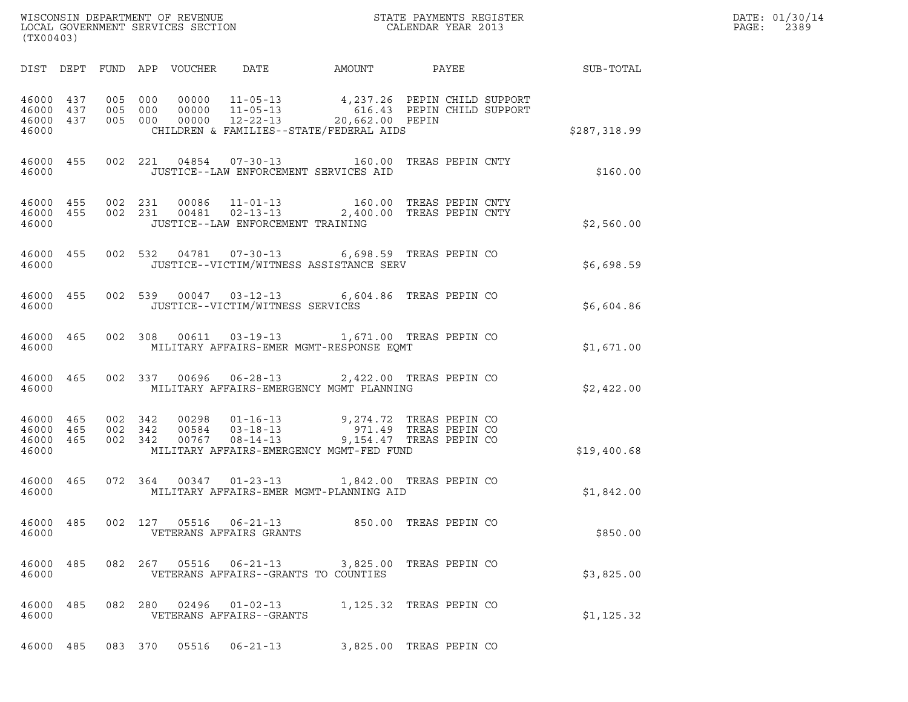| DIST | DEPT | FUND | APP | VOUCHER | DATE | AMOUNT | PAYEE | SUB-TOTAL |
|---|---|---|---|---|---|---|---|---|
| 46000 | 437 | 005 | 000 | 00000 | 11-05-13 | 4,237.26 | PEPIN CHILD SUPPORT | |
| 46000 | 437 | 005 | 000 | 00000 | 11-05-13 | 616.43 | PEPIN CHILD SUPPORT | |
| 46000 | 437 | 005 | 000 | 00000 | 12-22-13 | 20,662.00 | PEPIN | |
| 46000 | | | | | CHILDREN & FAMILIES--STATE/FEDERAL AIDS | | | $287,318.99 |
| 46000 | 455 | 002 | 221 | 04854 | 07-30-13 | 160.00 | TREAS PEPIN CNTY | |
| 46000 | | | | | JUSTICE--LAW ENFORCEMENT SERVICES AID | | | $160.00 |
| 46000 | 455 | 002 | 231 | 00086 | 11-01-13 | 160.00 | TREAS PEPIN CNTY | |
| 46000 | 455 | 002 | 231 | 00481 | 02-13-13 | 2,400.00 | TREAS PEPIN CNTY | |
| 46000 | | | | | JUSTICE--LAW ENFORCEMENT TRAINING | | | $2,560.00 |
| 46000 | 455 | 002 | 532 | 04781 | 07-30-13 | 6,698.59 | TREAS PEPIN CO | |
| 46000 | | | | | JUSTICE--VICTIM/WITNESS ASSISTANCE SERV | | | $6,698.59 |
| 46000 | 455 | 002 | 539 | 00047 | 03-12-13 | 6,604.86 | TREAS PEPIN CO | |
| 46000 | | | | | JUSTICE--VICTIM/WITNESS SERVICES | | | $6,604.86 |
| 46000 | 465 | 002 | 308 | 00611 | 03-19-13 | 1,671.00 | TREAS PEPIN CO | |
| 46000 | | | | | MILITARY AFFAIRS-EMER MGMT-RESPONSE EQMT | | | $1,671.00 |
| 46000 | 465 | 002 | 337 | 00696 | 06-28-13 | 2,422.00 | TREAS PEPIN CO | |
| 46000 | | | | | MILITARY AFFAIRS-EMERGENCY MGMT PLANNING | | | $2,422.00 |
| 46000 | 465 | 002 | 342 | 00298 | 01-16-13 | 9,274.72 | TREAS PEPIN CO | |
| 46000 | 465 | 002 | 342 | 00584 | 03-18-13 | 971.49 | TREAS PEPIN CO | |
| 46000 | 465 | 002 | 342 | 00767 | 08-14-13 | 9,154.47 | TREAS PEPIN CO | |
| 46000 | | | | | MILITARY AFFAIRS-EMERGENCY MGMT-FED FUND | | | $19,400.68 |
| 46000 | 465 | 072 | 364 | 00347 | 01-23-13 | 1,842.00 | TREAS PEPIN CO | |
| 46000 | | | | | MILITARY AFFAIRS-EMER MGMT-PLANNING AID | | | $1,842.00 |
| 46000 | 485 | 002 | 127 | 05516 | 06-21-13 | 850.00 | TREAS PEPIN CO | |
| 46000 | | | | | VETERANS AFFAIRS GRANTS | | | $850.00 |
| 46000 | 485 | 082 | 267 | 05516 | 06-21-13 | 3,825.00 | TREAS PEPIN CO | |
| 46000 | | | | | VETERANS AFFAIRS--GRANTS TO COUNTIES | | | $3,825.00 |
| 46000 | 485 | 082 | 280 | 02496 | 01-02-13 | 1,125.32 | TREAS PEPIN CO | |
| 46000 | | | | | VETERANS AFFAIRS--GRANTS | | | $1,125.32 |
| 46000 | 485 | 083 | 370 | 05516 | 06-21-13 | 3,825.00 | TREAS PEPIN CO | |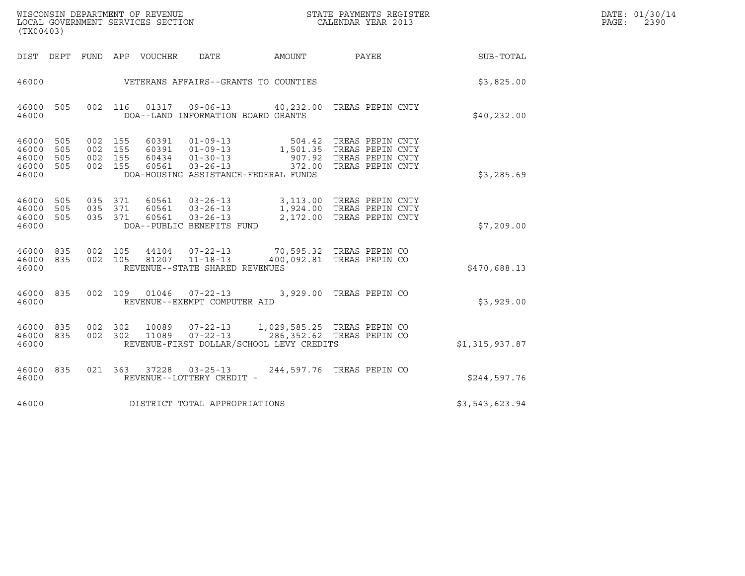| DIST | DEPT | FUND | APP | VOUCHER | DATE | AMOUNT | PAYEE | SUB-TOTAL |
|---|---|---|---|---|---|---|---|---|
| 46000 | | | | VETERANS AFFAIRS--GRANTS TO COUNTIES | | | | $3,825.00 |
| 46000 | 505 | 002 | 116 | 01317 | 09-06-13 | 40,232.00 | TREAS PEPIN CNTY | |
| 46000 | | | | DOA--LAND INFORMATION BOARD GRANTS | | | | $40,232.00 |
| 46000 | 505 | 002 | 155 | 60391 | 01-09-13 | 504.42 | TREAS PEPIN CNTY | |
| 46000 | 505 | 002 | 155 | 60391 | 01-09-13 | 1,501.35 | TREAS PEPIN CNTY | |
| 46000 | 505 | 002 | 155 | 60434 | 01-30-13 | 907.92 | TREAS PEPIN CNTY | |
| 46000 | 505 | 002 | 155 | 60561 | 03-26-13 | 372.00 | TREAS PEPIN CNTY | |
| 46000 | | | | DOA-HOUSING ASSISTANCE-FEDERAL FUNDS | | | | $3,285.69 |
| 46000 | 505 | 035 | 371 | 60561 | 03-26-13 | 3,113.00 | TREAS PEPIN CNTY | |
| 46000 | 505 | 035 | 371 | 60561 | 03-26-13 | 1,924.00 | TREAS PEPIN CNTY | |
| 46000 | 505 | 035 | 371 | 60561 | 03-26-13 | 2,172.00 | TREAS PEPIN CNTY | |
| 46000 | | | | DOA--PUBLIC BENEFITS FUND | | | | $7,209.00 |
| 46000 | 835 | 002 | 105 | 44104 | 07-22-13 | 70,595.32 | TREAS PEPIN CO | |
| 46000 | 835 | 002 | 105 | 81207 | 11-18-13 | 400,092.81 | TREAS PEPIN CO | |
| 46000 | | | | REVENUE--STATE SHARED REVENUES | | | | $470,688.13 |
| 46000 | 835 | 002 | 109 | 01046 | 07-22-13 | 3,929.00 | TREAS PEPIN CO | |
| 46000 | | | | REVENUE--EXEMPT COMPUTER AID | | | | $3,929.00 |
| 46000 | 835 | 002 | 302 | 10089 | 07-22-13 | 1,029,585.25 | TREAS PEPIN CO | |
| 46000 | 835 | 002 | 302 | 11089 | 07-22-13 | 286,352.62 | TREAS PEPIN CO | |
| 46000 | | | | REVENUE-FIRST DOLLAR/SCHOOL LEVY CREDITS | | | | $1,315,937.87 |
| 46000 | 835 | 021 | 363 | 37228 | 03-25-13 | 244,597.76 | TREAS PEPIN CO | |
| 46000 | | | | REVENUE--LOTTERY CREDIT - | | | | $244,597.76 |
| 46000 | | | | DISTRICT TOTAL APPROPRIATIONS | | | | $3,543,623.94 |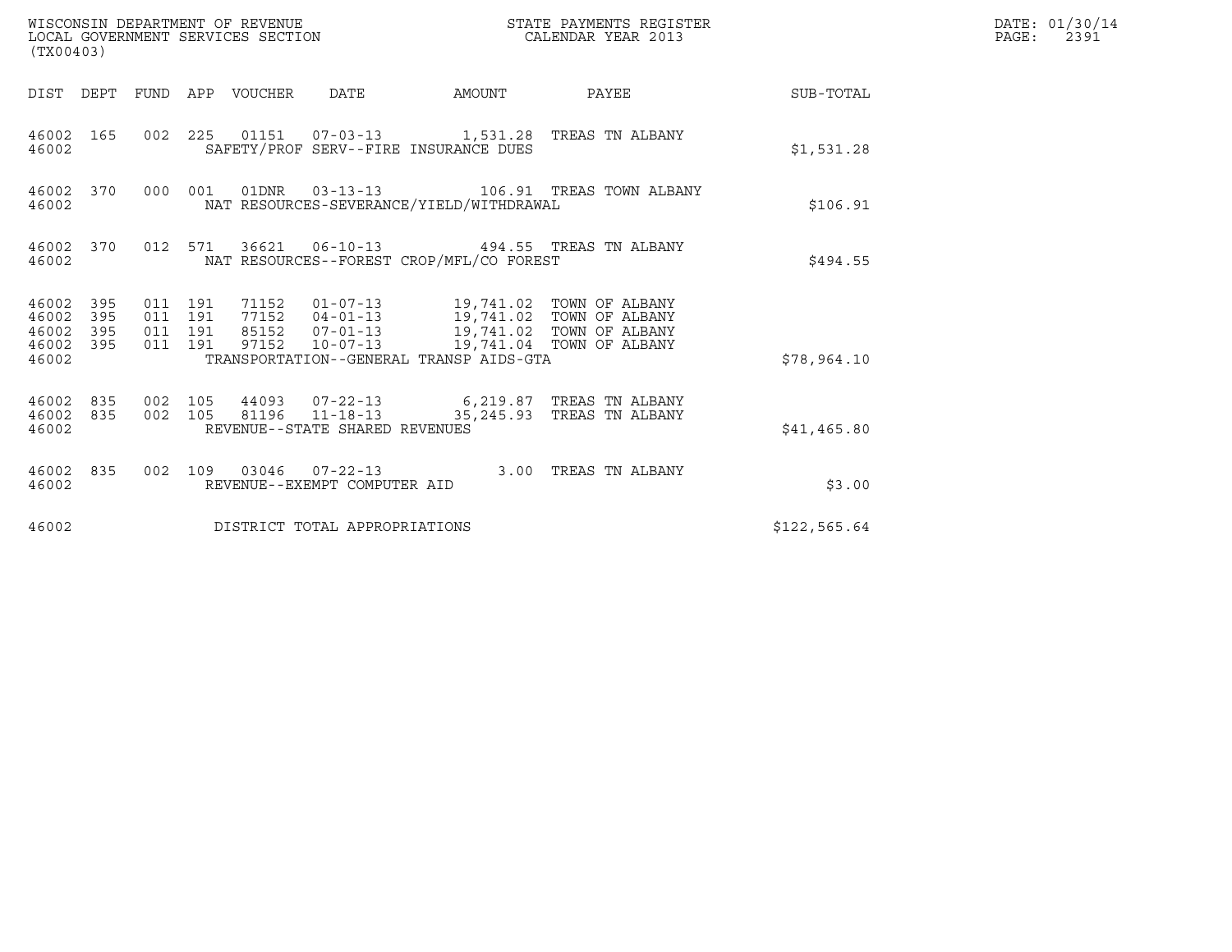WISCONSIN DEPARTMENT OF REVENUE
LOCAL GOVERNMENT SERVICES SECTION
(TX00403)

STATE PAYMENTS REGISTER
CALENDAR YEAR 2013

DATE: 01/30/14
PAGE: 2391

| DIST | DEPT | FUND | APP | VOUCHER | DATE | AMOUNT | PAYEE | SUB-TOTAL |
|---|---|---|---|---|---|---|---|---|
| 46002 | 165 | 002 | 225 | 01151 | 07-03-13 | 1,531.28 | TREAS TN ALBANY | |
| 46002 | | | | SAFETY/PROF SERV--FIRE INSURANCE DUES | | | | $1,531.28 |
| 46002 | 370 | 000 | 001 | 01DNR | 03-13-13 | 106.91 | TREAS TOWN ALBANY | |
| 46002 | | | | NAT RESOURCES-SEVERANCE/YIELD/WITHDRAWAL | | | | $106.91 |
| 46002 | 370 | 012 | 571 | 36621 | 06-10-13 | 494.55 | TREAS TN ALBANY | |
| 46002 | | | | NAT RESOURCES--FOREST CROP/MFL/CO FOREST | | | | $494.55 |
| 46002 | 395 | 011 | 191 | 71152 | 01-07-13 | 19,741.02 | TOWN OF ALBANY | |
| 46002 | 395 | 011 | 191 | 77152 | 04-01-13 | 19,741.02 | TOWN OF ALBANY | |
| 46002 | 395 | 011 | 191 | 85152 | 07-01-13 | 19,741.02 | TOWN OF ALBANY | |
| 46002 | 395 | 011 | 191 | 97152 | 10-07-13 | 19,741.04 | TOWN OF ALBANY | |
| 46002 | | | | TRANSPORTATION--GENERAL TRANSP AIDS-GTA | | | | $78,964.10 |
| 46002 | 835 | 002 | 105 | 44093 | 07-22-13 | 6,219.87 | TREAS TN ALBANY | |
| 46002 | 835 | 002 | 105 | 81196 | 11-18-13 | 35,245.93 | TREAS TN ALBANY | |
| 46002 | | | | REVENUE--STATE SHARED REVENUES | | | | $41,465.80 |
| 46002 | 835 | 002 | 109 | 03046 | 07-22-13 | 3.00 | TREAS TN ALBANY | |
| 46002 | | | | REVENUE--EXEMPT COMPUTER AID | | | | $3.00 |
| 46002 | | | | DISTRICT TOTAL APPROPRIATIONS | | | | $122,565.64 |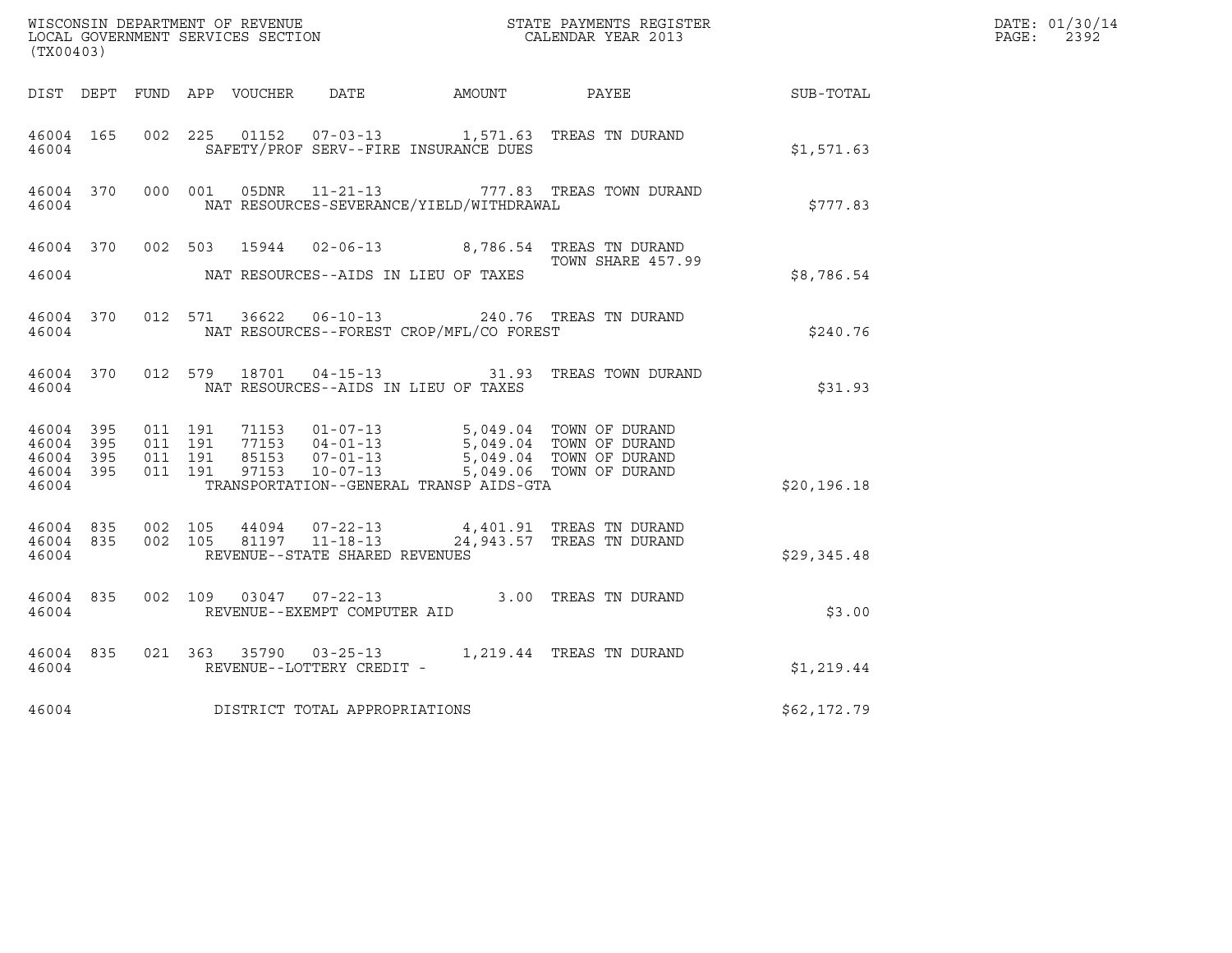WISCONSIN DEPARTMENT OF REVENUE
LOCAL GOVERNMENT SERVICES SECTION
(TX00403)

STATE PAYMENTS REGISTER
CALENDAR YEAR 2013

DATE: 01/30/14
PAGE: 2392

| DIST | DEPT | FUND | APP | VOUCHER | DATE | AMOUNT | PAYEE | SUB-TOTAL |
|---|---|---|---|---|---|---|---|---|
| 46004 | 165 | 002 | 225 | 01152 | 07-03-13 | 1,571.63 | TREAS TN DURAND | |
| 46004 | | | | SAFETY/PROF SERV--FIRE INSURANCE DUES | | | | $1,571.63 |
| 46004 | 370 | 000 | 001 | 05DNR | 11-21-13 | 777.83 | TREAS TOWN DURAND | |
| 46004 | | | | NAT RESOURCES-SEVERANCE/YIELD/WITHDRAWAL | | | | $777.83 |
| 46004 | 370 | 002 | 503 | 15944 | 02-06-13 | 8,786.54 | TREAS TN DURAND TOWN SHARE 457.99 | |
| 46004 | | | | NAT RESOURCES--AIDS IN LIEU OF TAXES | | | | $8,786.54 |
| 46004 | 370 | 012 | 571 | 36622 | 06-10-13 | 240.76 | TREAS TN DURAND | |
| 46004 | | | | NAT RESOURCES--FOREST CROP/MFL/CO FOREST | | | | $240.76 |
| 46004 | 370 | 012 | 579 | 18701 | 04-15-13 | 31.93 | TREAS TOWN DURAND | |
| 46004 | | | | NAT RESOURCES--AIDS IN LIEU OF TAXES | | | | $31.93 |
| 46004 | 395 | 011 | 191 | 71153 | 01-07-13 | 5,049.04 | TOWN OF DURAND | |
| 46004 | 395 | 011 | 191 | 77153 | 04-01-13 | 5,049.04 | TOWN OF DURAND | |
| 46004 | 395 | 011 | 191 | 85153 | 07-01-13 | 5,049.04 | TOWN OF DURAND | |
| 46004 | 395 | 011 | 191 | 97153 | 10-07-13 | 5,049.06 | TOWN OF DURAND | |
| 46004 | | | | TRANSPORTATION--GENERAL TRANSP AIDS-GTA | | | | $20,196.18 |
| 46004 | 835 | 002 | 105 | 44094 | 07-22-13 | 4,401.91 | TREAS TN DURAND | |
| 46004 | 835 | 002 | 105 | 81197 | 11-18-13 | 24,943.57 | TREAS TN DURAND | |
| 46004 | | | | REVENUE--STATE SHARED REVENUES | | | | $29,345.48 |
| 46004 | 835 | 002 | 109 | 03047 | 07-22-13 | 3.00 | TREAS TN DURAND | |
| 46004 | | | | REVENUE--EXEMPT COMPUTER AID | | | | $3.00 |
| 46004 | 835 | 021 | 363 | 35790 | 03-25-13 | 1,219.44 | TREAS TN DURAND | |
| 46004 | | | | REVENUE--LOTTERY CREDIT - | | | | $1,219.44 |
| 46004 | | | | DISTRICT TOTAL APPROPRIATIONS | | | | $62,172.79 |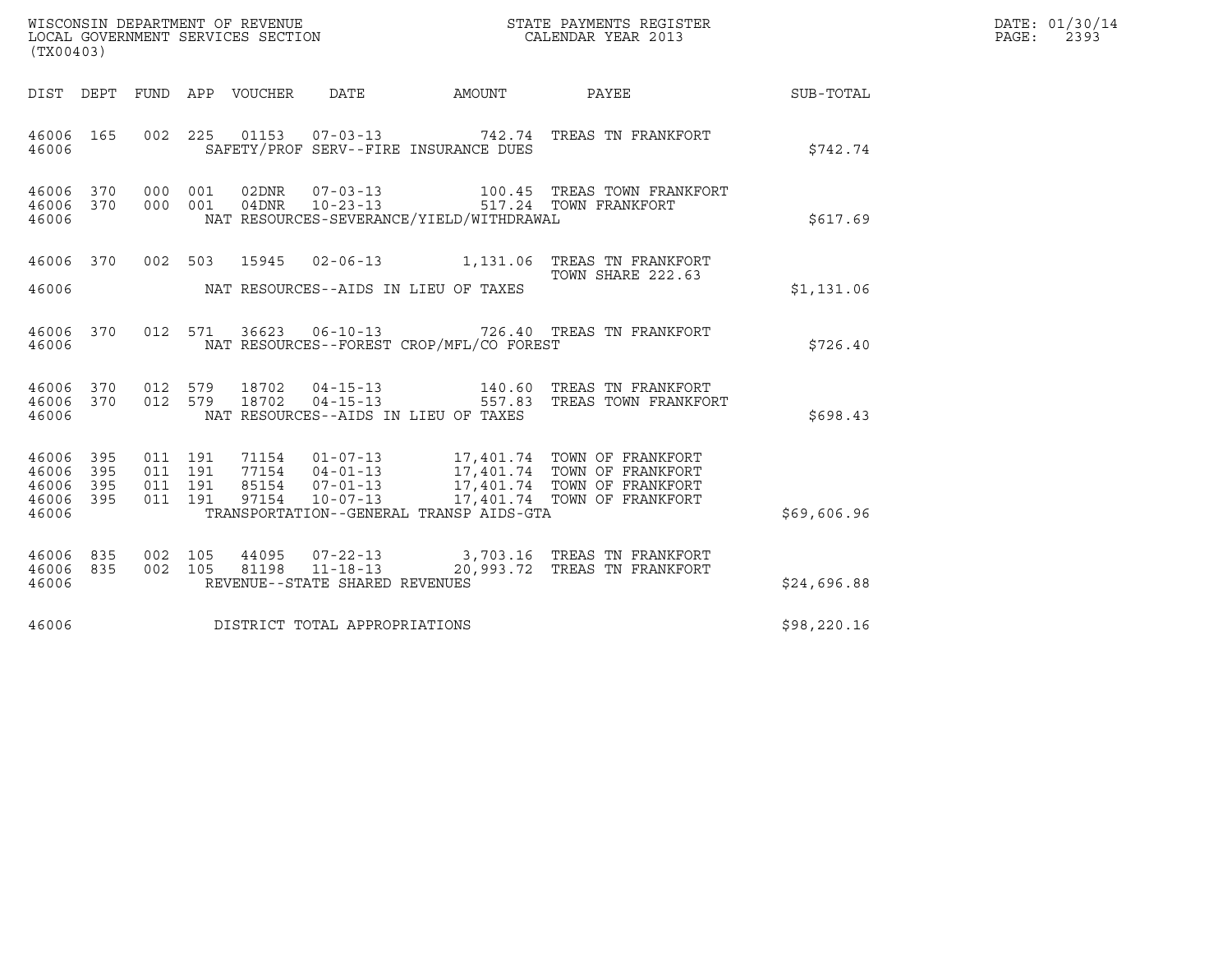WISCONSIN DEPARTMENT OF REVENUE
LOCAL GOVERNMENT SERVICES SECTION
(TX00403)

STATE PAYMENTS REGISTER
CALENDAR YEAR 2013

DATE: 01/30/14
PAGE: 2393

| DIST | DEPT | FUND | APP | VOUCHER | DATE | AMOUNT | PAYEE | SUB-TOTAL |
|---|---|---|---|---|---|---|---|---|
| 46006 | 165 | 002 | 225 | 01153 | 07-03-13 | 742.74 | TREAS TN FRANKFORT | |
| 46006 | | | | SAFETY/PROF SERV--FIRE INSURANCE DUES | | | | $742.74 |
| 46006 | 370 | 000 | 001 | 02DNR | 07-03-13 | 100.45 | TREAS TOWN FRANKFORT | |
| 46006 | 370 | 000 | 001 | 04DNR | 10-23-13 | 517.24 | TOWN FRANKFORT | |
| 46006 | | | | NAT RESOURCES-SEVERANCE/YIELD/WITHDRAWAL | | | | $617.69 |
| 46006 | 370 | 002 | 503 | 15945 | 02-06-13 | 1,131.06 | TREAS TN FRANKFORT<br>TOWN SHARE 222.63 | |
| 46006 | | | | NAT RESOURCES--AIDS IN LIEU OF TAXES | | | | $1,131.06 |
| 46006 | 370 | 012 | 571 | 36623 | 06-10-13 | 726.40 | TREAS TN FRANKFORT | |
| 46006 | | | | NAT RESOURCES--FOREST CROP/MFL/CO FOREST | | | | $726.40 |
| 46006 | 370 | 012 | 579 | 18702 | 04-15-13 | 140.60 | TREAS TN FRANKFORT | |
| 46006 | 370 | 012 | 579 | 18702 | 04-15-13 | 557.83 | TREAS TOWN FRANKFORT | |
| 46006 | | | | NAT RESOURCES--AIDS IN LIEU OF TAXES | | | | $698.43 |
| 46006 | 395 | 011 | 191 | 71154 | 01-07-13 | 17,401.74 | TOWN OF FRANKFORT | |
| 46006 | 395 | 011 | 191 | 77154 | 04-01-13 | 17,401.74 | TOWN OF FRANKFORT | |
| 46006 | 395 | 011 | 191 | 85154 | 07-01-13 | 17,401.74 | TOWN OF FRANKFORT | |
| 46006 | 395 | 011 | 191 | 97154 | 10-07-13 | 17,401.74 | TOWN OF FRANKFORT | |
| 46006 | | | | TRANSPORTATION--GENERAL TRANSP AIDS-GTA | | | | $69,606.96 |
| 46006 | 835 | 002 | 105 | 44095 | 07-22-13 | 3,703.16 | TREAS TN FRANKFORT | |
| 46006 | 835 | 002 | 105 | 81198 | 11-18-13 | 20,993.72 | TREAS TN FRANKFORT | |
| 46006 | | | | REVENUE--STATE SHARED REVENUES | | | | $24,696.88 |
| 46006 | | | | DISTRICT TOTAL APPROPRIATIONS | | | | $98,220.16 |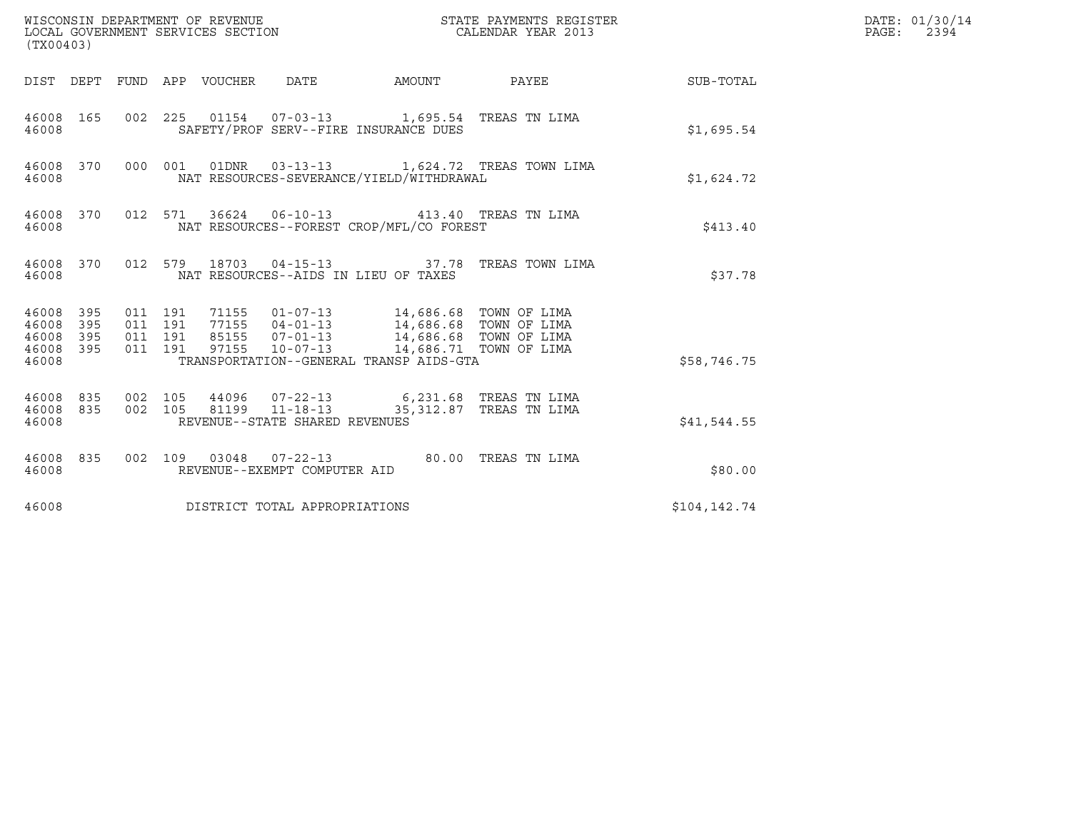WISCONSIN DEPARTMENT OF REVENUE
LOCAL GOVERNMENT SERVICES SECTION
(TX00403)

STATE PAYMENTS REGISTER
CALENDAR YEAR 2013

DATE: 01/30/14
PAGE: 2394

| DIST | DEPT | FUND | APP | VOUCHER | DATE | AMOUNT | PAYEE | SUB-TOTAL |
|---|---|---|---|---|---|---|---|---|
| 46008 | 165 | 002 | 225 | 01154 | 07-03-13 | 1,695.54 | TREAS TN LIMA | |
| 46008 | | | | SAFETY/PROF SERV--FIRE INSURANCE DUES | | | | $1,695.54 |
| 46008 | 370 | 000 | 001 | 01DNR | 03-13-13 | 1,624.72 | TREAS TOWN LIMA | |
| 46008 | | | | NAT RESOURCES-SEVERANCE/YIELD/WITHDRAWAL | | | | $1,624.72 |
| 46008 | 370 | 012 | 571 | 36624 | 06-10-13 | 413.40 | TREAS TN LIMA | |
| 46008 | | | | NAT RESOURCES--FOREST CROP/MFL/CO FOREST | | | | $413.40 |
| 46008 | 370 | 012 | 579 | 18703 | 04-15-13 | 37.78 | TREAS TOWN LIMA | |
| 46008 | | | | NAT RESOURCES--AIDS IN LIEU OF TAXES | | | | $37.78 |
| 46008 | 395 | 011 | 191 | 71155 | 01-07-13 | 14,686.68 | TOWN OF LIMA | |
| 46008 | 395 | 011 | 191 | 77155 | 04-01-13 | 14,686.68 | TOWN OF LIMA | |
| 46008 | 395 | 011 | 191 | 85155 | 07-01-13 | 14,686.68 | TOWN OF LIMA | |
| 46008 | 395 | 011 | 191 | 97155 | 10-07-13 | 14,686.71 | TOWN OF LIMA | |
| 46008 | | | | TRANSPORTATION--GENERAL TRANSP AIDS-GTA | | | | $58,746.75 |
| 46008 | 835 | 002 | 105 | 44096 | 07-22-13 | 6,231.68 | TREAS TN LIMA | |
| 46008 | 835 | 002 | 105 | 81199 | 11-18-13 | 35,312.87 | TREAS TN LIMA | |
| 46008 | | | | REVENUE--STATE SHARED REVENUES | | | | $41,544.55 |
| 46008 | 835 | 002 | 109 | 03048 | 07-22-13 | 80.00 | TREAS TN LIMA | |
| 46008 | | | | REVENUE--EXEMPT COMPUTER AID | | | | $80.00 |
| 46008 | | | | DISTRICT TOTAL APPROPRIATIONS | | | | $104,142.74 |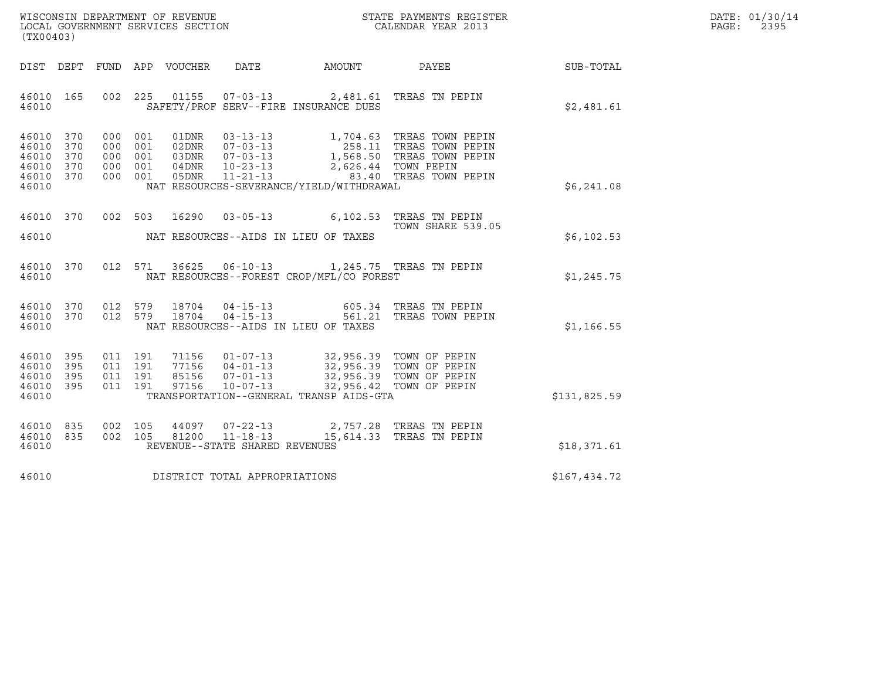WISCONSIN DEPARTMENT OF REVENUE
LOCAL GOVERNMENT SERVICES SECTION
(TX00403)

STATE PAYMENTS REGISTER
CALENDAR YEAR 2013

DATE: 01/30/14
PAGE: 2395

| DIST | DEPT | FUND | APP | VOUCHER | DATE | AMOUNT | PAYEE | SUB-TOTAL |
|---|---|---|---|---|---|---|---|---|
| 46010 | 165 | 002 | 225 | 01155 | 07-03-13 | 2,481.61 | TREAS TN PEPIN | |
| 46010 | | | | SAFETY/PROF SERV--FIRE INSURANCE DUES | | | | $2,481.61 |
| 46010 | 370 | 000 | 001 | 01DNR | 03-13-13 | 1,704.63 | TREAS TOWN PEPIN | |
| 46010 | 370 | 000 | 001 | 02DNR | 07-03-13 | 258.11 | TREAS TOWN PEPIN | |
| 46010 | 370 | 000 | 001 | 03DNR | 07-03-13 | 1,568.50 | TREAS TOWN PEPIN | |
| 46010 | 370 | 000 | 001 | 04DNR | 10-23-13 | 2,626.44 | TOWN PEPIN | |
| 46010 | 370 | 000 | 001 | 05DNR | 11-21-13 | 83.40 | TREAS TOWN PEPIN | |
| 46010 | | | | NAT RESOURCES-SEVERANCE/YIELD/WITHDRAWAL | | | | $6,241.08 |
| 46010 | 370 | 002 | 503 | 16290 | 03-05-13 | 6,102.53 | TREAS TN PEPIN<br>TOWN SHARE 539.05 | |
| 46010 | | | | NAT RESOURCES--AIDS IN LIEU OF TAXES | | | | $6,102.53 |
| 46010 | 370 | 012 | 571 | 36625 | 06-10-13 | 1,245.75 | TREAS TN PEPIN | |
| 46010 | | | | NAT RESOURCES--FOREST CROP/MFL/CO FOREST | | | | $1,245.75 |
| 46010 | 370 | 012 | 579 | 18704 | 04-15-13 | 605.34 | TREAS TN PEPIN | |
| 46010 | 370 | 012 | 579 | 18704 | 04-15-13 | 561.21 | TREAS TOWN PEPIN | |
| 46010 | | | | NAT RESOURCES--AIDS IN LIEU OF TAXES | | | | $1,166.55 |
| 46010 | 395 | 011 | 191 | 71156 | 01-07-13 | 32,956.39 | TOWN OF PEPIN | |
| 46010 | 395 | 011 | 191 | 77156 | 04-01-13 | 32,956.39 | TOWN OF PEPIN | |
| 46010 | 395 | 011 | 191 | 85156 | 07-01-13 | 32,956.39 | TOWN OF PEPIN | |
| 46010 | 395 | 011 | 191 | 97156 | 10-07-13 | 32,956.42 | TOWN OF PEPIN | |
| 46010 | | | | TRANSPORTATION--GENERAL TRANSP AIDS-GTA | | | | $131,825.59 |
| 46010 | 835 | 002 | 105 | 44097 | 07-22-13 | 2,757.28 | TREAS TN PEPIN | |
| 46010 | 835 | 002 | 105 | 81200 | 11-18-13 | 15,614.33 | TREAS TN PEPIN | |
| 46010 | | | | REVENUE--STATE SHARED REVENUES | | | | $18,371.61 |
| 46010 | | | | DISTRICT TOTAL APPROPRIATIONS | | | | $167,434.72 |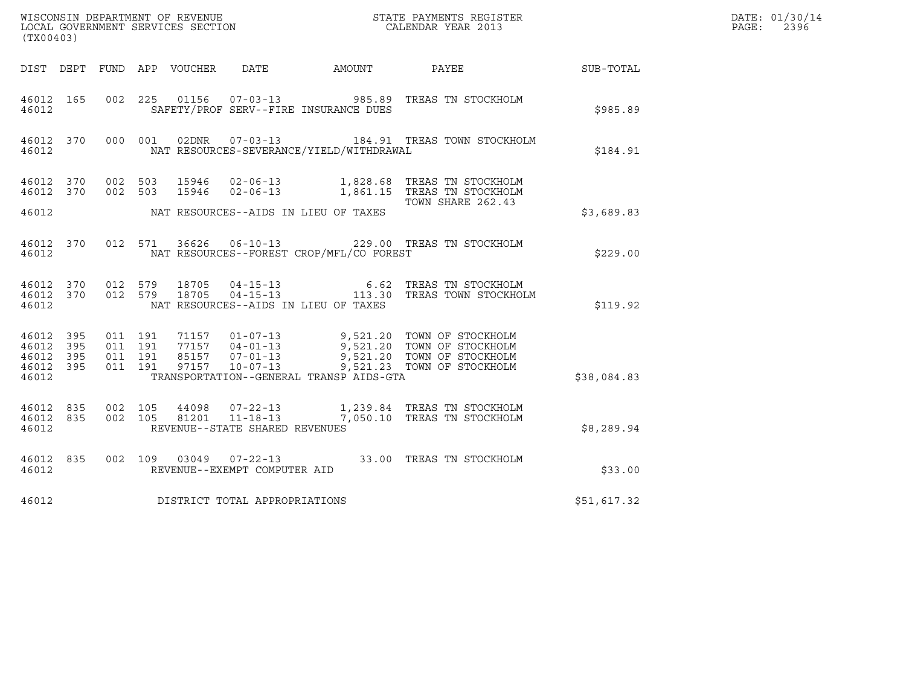WISCONSIN DEPARTMENT OF REVENUE
LOCAL GOVERNMENT SERVICES SECTION
(TX00403)

STATE PAYMENTS REGISTER
CALENDAR YEAR 2013

DATE: 01/30/14
PAGE: 2396

| DIST | DEPT | FUND | APP | VOUCHER | DATE | AMOUNT | PAYEE | SUB-TOTAL |
|---|---|---|---|---|---|---|---|---|
| 46012 | 165 | 002 | 225 | 01156 | 07-03-13 | 985.89 | TREAS TN STOCKHOLM | |
| 46012 | | | | SAFETY/PROF SERV--FIRE INSURANCE DUES | | | | $985.89 |
| 46012 | 370 | 000 | 001 | 02DNR | 07-03-13 | 184.91 | TREAS TOWN STOCKHOLM | |
| 46012 | | | | NAT RESOURCES-SEVERANCE/YIELD/WITHDRAWAL | | | | $184.91 |
| 46012 | 370 | 002 | 503 | 15946 | 02-06-13 | 1,828.68 | TREAS TN STOCKHOLM | |
| 46012 | 370 | 002 | 503 | 15946 | 02-06-13 | 1,861.15 | TREAS TN STOCKHOLM TOWN SHARE 262.43 | |
| 46012 | | | | NAT RESOURCES--AIDS IN LIEU OF TAXES | | | | $3,689.83 |
| 46012 | 370 | 012 | 571 | 36626 | 06-10-13 | 229.00 | TREAS TN STOCKHOLM | |
| 46012 | | | | NAT RESOURCES--FOREST CROP/MFL/CO FOREST | | | | $229.00 |
| 46012 | 370 | 012 | 579 | 18705 | 04-15-13 | 6.62 | TREAS TN STOCKHOLM | |
| 46012 | 370 | 012 | 579 | 18705 | 04-15-13 | 113.30 | TREAS TOWN STOCKHOLM | |
| 46012 | | | | NAT RESOURCES--AIDS IN LIEU OF TAXES | | | | $119.92 |
| 46012 | 395 | 011 | 191 | 71157 | 01-07-13 | 9,521.20 | TOWN OF STOCKHOLM | |
| 46012 | 395 | 011 | 191 | 77157 | 04-01-13 | 9,521.20 | TOWN OF STOCKHOLM | |
| 46012 | 395 | 011 | 191 | 85157 | 07-01-13 | 9,521.20 | TOWN OF STOCKHOLM | |
| 46012 | 395 | 011 | 191 | 97157 | 10-07-13 | 9,521.23 | TOWN OF STOCKHOLM | |
| 46012 | | | | TRANSPORTATION--GENERAL TRANSP AIDS-GTA | | | | $38,084.83 |
| 46012 | 835 | 002 | 105 | 44098 | 07-22-13 | 1,239.84 | TREAS TN STOCKHOLM | |
| 46012 | 835 | 002 | 105 | 81201 | 11-18-13 | 7,050.10 | TREAS TN STOCKHOLM | |
| 46012 | | | | REVENUE--STATE SHARED REVENUES | | | | $8,289.94 |
| 46012 | 835 | 002 | 109 | 03049 | 07-22-13 | 33.00 | TREAS TN STOCKHOLM | |
| 46012 | | | | REVENUE--EXEMPT COMPUTER AID | | | | $33.00 |
| 46012 | | | | DISTRICT TOTAL APPROPRIATIONS | | | | $51,617.32 |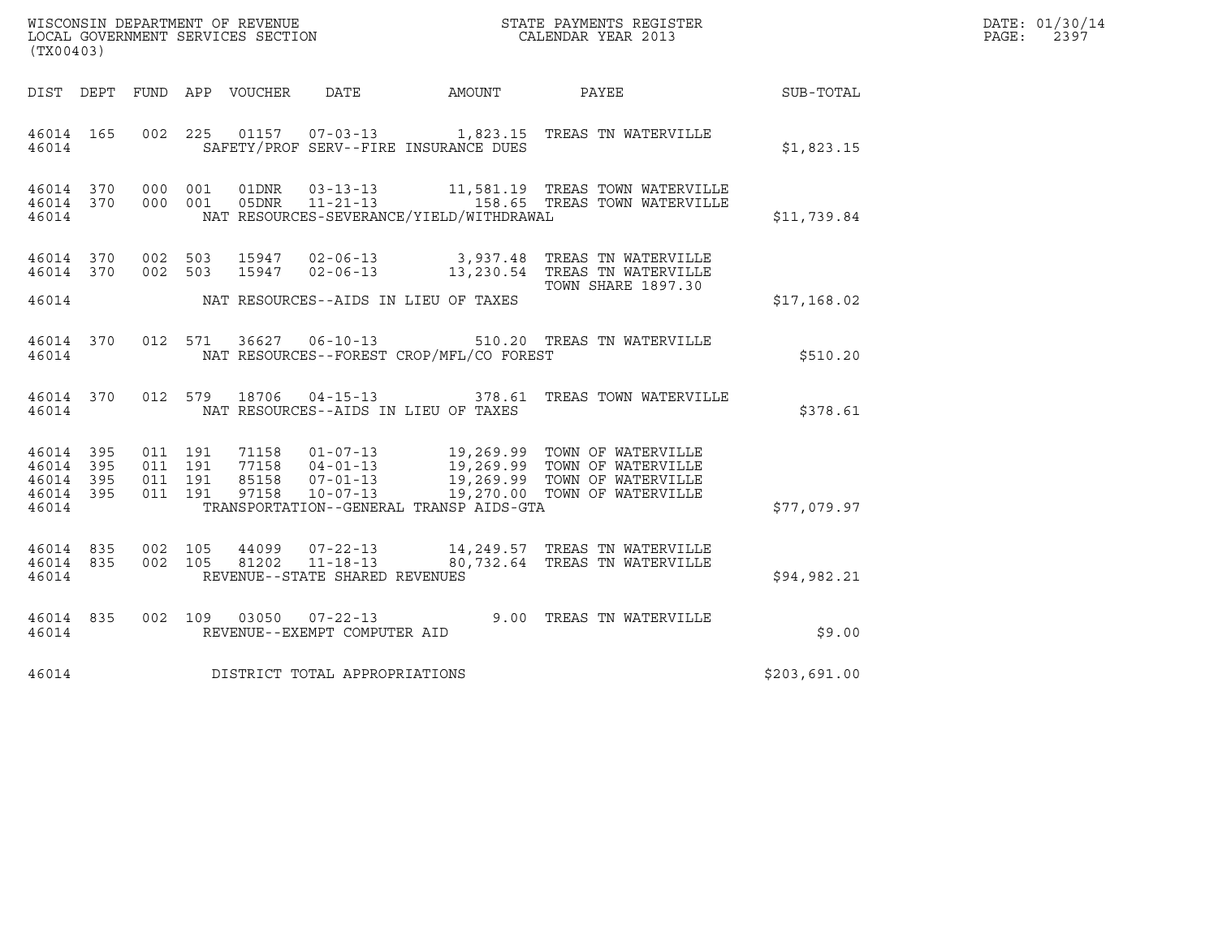WISCONSIN DEPARTMENT OF REVENUE
LOCAL GOVERNMENT SERVICES SECTION
(TX00403)

STATE PAYMENTS REGISTER
CALENDAR YEAR 2013

DATE: 01/30/14
PAGE: 2397

| DIST | DEPT | FUND | APP | VOUCHER | DATE | AMOUNT | PAYEE | SUB-TOTAL |
|---|---|---|---|---|---|---|---|---|
| 46014 | 165 | 002 | 225 | 01157 | 07-03-13 | 1,823.15 | TREAS TN WATERVILLE | |
| 46014 | | | | SAFETY/PROF SERV--FIRE INSURANCE DUES | | | | $1,823.15 |
| 46014 | 370 | 000 | 001 | 01DNR | 03-13-13 | 11,581.19 | TREAS TOWN WATERVILLE | |
| 46014 | 370 | 000 | 001 | 05DNR | 11-21-13 | 158.65 | TREAS TOWN WATERVILLE | |
| 46014 | | | | NAT RESOURCES-SEVERANCE/YIELD/WITHDRAWAL | | | | $11,739.84 |
| 46014 | 370 | 002 | 503 | 15947 | 02-06-13 | 3,937.48 | TREAS TN WATERVILLE | |
| 46014 | 370 | 002 | 503 | 15947 | 02-06-13 | 13,230.54 | TREAS TN WATERVILLE TOWN SHARE 1897.30 | |
| 46014 | | | | NAT RESOURCES--AIDS IN LIEU OF TAXES | | | | $17,168.02 |
| 46014 | 370 | 012 | 571 | 36627 | 06-10-13 | 510.20 | TREAS TN WATERVILLE | |
| 46014 | | | | NAT RESOURCES--FOREST CROP/MFL/CO FOREST | | | | $510.20 |
| 46014 | 370 | 012 | 579 | 18706 | 04-15-13 | 378.61 | TREAS TOWN WATERVILLE | |
| 46014 | | | | NAT RESOURCES--AIDS IN LIEU OF TAXES | | | | $378.61 |
| 46014 | 395 | 011 | 191 | 71158 | 01-07-13 | 19,269.99 | TOWN OF WATERVILLE | |
| 46014 | 395 | 011 | 191 | 77158 | 04-01-13 | 19,269.99 | TOWN OF WATERVILLE | |
| 46014 | 395 | 011 | 191 | 85158 | 07-01-13 | 19,269.99 | TOWN OF WATERVILLE | |
| 46014 | 395 | 011 | 191 | 97158 | 10-07-13 | 19,270.00 | TOWN OF WATERVILLE | |
| 46014 | | | | TRANSPORTATION--GENERAL TRANSP AIDS-GTA | | | | $77,079.97 |
| 46014 | 835 | 002 | 105 | 44099 | 07-22-13 | 14,249.57 | TREAS TN WATERVILLE | |
| 46014 | 835 | 002 | 105 | 81202 | 11-18-13 | 80,732.64 | TREAS TN WATERVILLE | |
| 46014 | | | | REVENUE--STATE SHARED REVENUES | | | | $94,982.21 |
| 46014 | 835 | 002 | 109 | 03050 | 07-22-13 | 9.00 | TREAS TN WATERVILLE | |
| 46014 | | | | REVENUE--EXEMPT COMPUTER AID | | | | $9.00 |
| 46014 | | | | DISTRICT TOTAL APPROPRIATIONS | | | | $203,691.00 |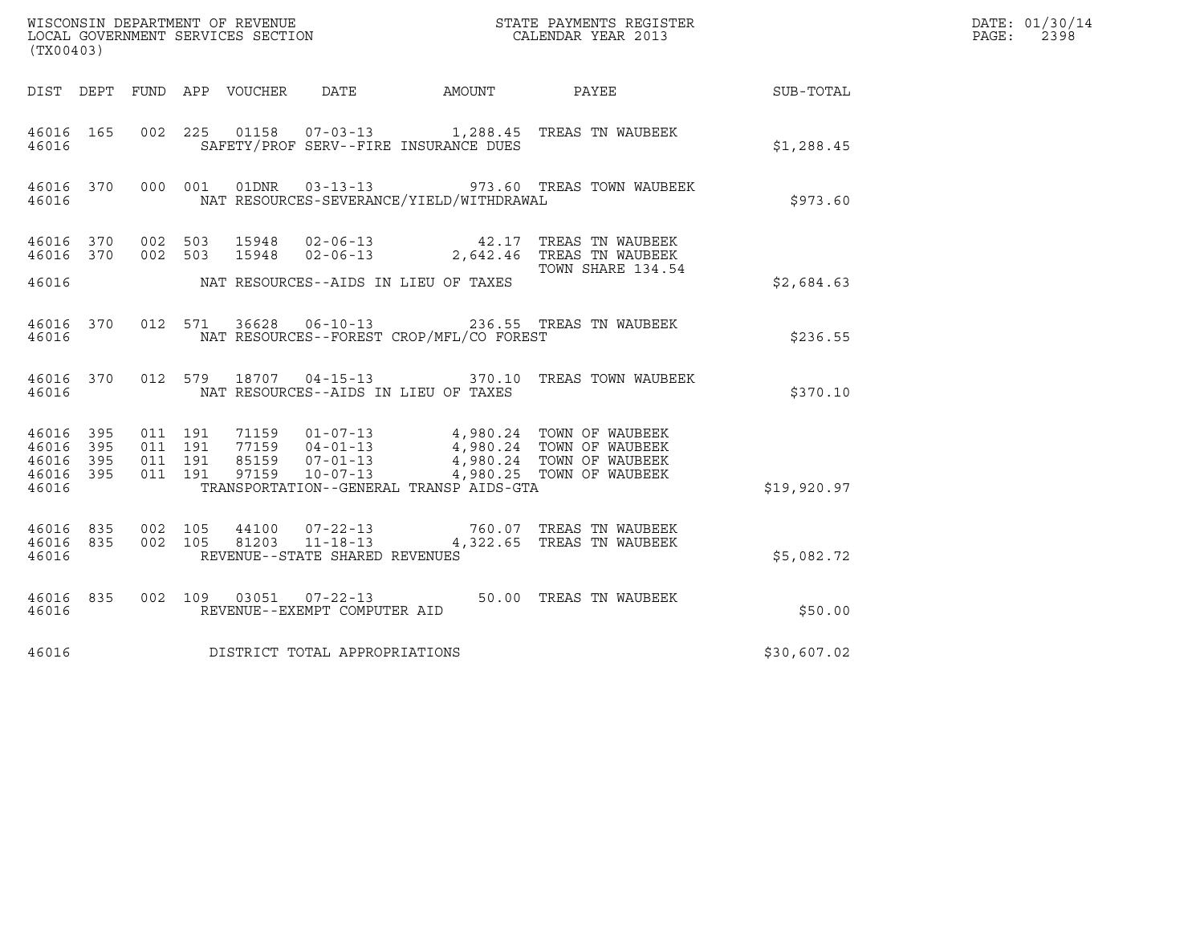WISCONSIN DEPARTMENT OF REVENUE
LOCAL GOVERNMENT SERVICES SECTION
(TX00403)

STATE PAYMENTS REGISTER
CALENDAR YEAR 2013

DATE: 01/30/14
PAGE: 2398

| DIST | DEPT | FUND | APP | VOUCHER | DATE | AMOUNT | PAYEE | SUB-TOTAL |
|---|---|---|---|---|---|---|---|---|
| 46016 | 165 | 002 | 225 | 01158 | 07-03-13 | 1,288.45 | TREAS TN WAUBEEK | |
| 46016 | | | | | SAFETY/PROF SERV--FIRE INSURANCE DUES | | | $1,288.45 |
| 46016 | 370 | 000 | 001 | 01DNR | 03-13-13 | 973.60 | TREAS TOWN WAUBEEK | |
| 46016 | | | | | NAT RESOURCES-SEVERANCE/YIELD/WITHDRAWAL | | | $973.60 |
| 46016 | 370 | 002 | 503 | 15948 | 02-06-13 | 42.17 | TREAS TN WAUBEEK | |
| 46016 | 370 | 002 | 503 | 15948 | 02-06-13 | 2,642.46 | TREAS TN WAUBEEK TOWN SHARE 134.54 | |
| 46016 | | | | | NAT RESOURCES--AIDS IN LIEU OF TAXES | | | $2,684.63 |
| 46016 | 370 | 012 | 571 | 36628 | 06-10-13 | 236.55 | TREAS TN WAUBEEK | |
| 46016 | | | | | NAT RESOURCES--FOREST CROP/MFL/CO FOREST | | | $236.55 |
| 46016 | 370 | 012 | 579 | 18707 | 04-15-13 | 370.10 | TREAS TOWN WAUBEEK | |
| 46016 | | | | | NAT RESOURCES--AIDS IN LIEU OF TAXES | | | $370.10 |
| 46016 | 395 | 011 | 191 | 71159 | 01-07-13 | 4,980.24 | TOWN OF WAUBEEK | |
| 46016 | 395 | 011 | 191 | 77159 | 04-01-13 | 4,980.24 | TOWN OF WAUBEEK | |
| 46016 | 395 | 011 | 191 | 85159 | 07-01-13 | 4,980.24 | TOWN OF WAUBEEK | |
| 46016 | 395 | 011 | 191 | 97159 | 10-07-13 | 4,980.25 | TOWN OF WAUBEEK | |
| 46016 | | | | | TRANSPORTATION--GENERAL TRANSP AIDS-GTA | | | $19,920.97 |
| 46016 | 835 | 002 | 105 | 44100 | 07-22-13 | 760.07 | TREAS TN WAUBEEK | |
| 46016 | 835 | 002 | 105 | 81203 | 11-18-13 | 4,322.65 | TREAS TN WAUBEEK | |
| 46016 | | | | | REVENUE--STATE SHARED REVENUES | | | $5,082.72 |
| 46016 | 835 | 002 | 109 | 03051 | 07-22-13 | 50.00 | TREAS TN WAUBEEK | |
| 46016 | | | | | REVENUE--EXEMPT COMPUTER AID | | | $50.00 |
| 46016 | | | | | DISTRICT TOTAL APPROPRIATIONS | | | $30,607.02 |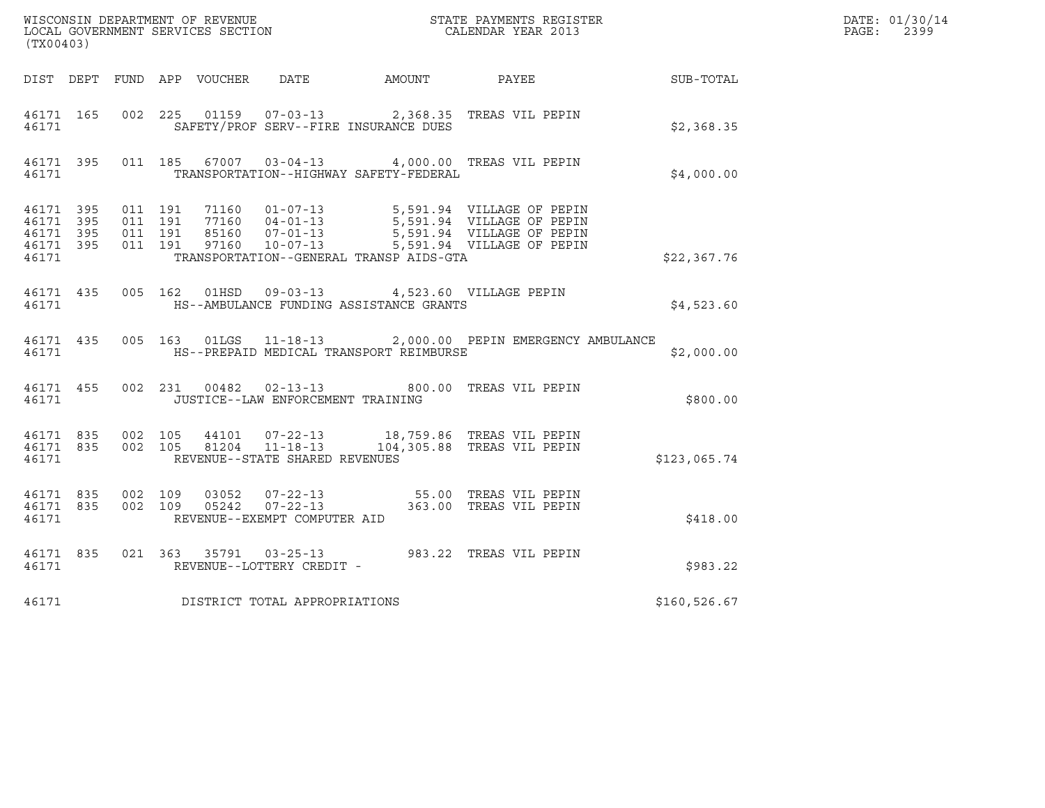WISCONSIN DEPARTMENT OF REVENUE
LOCAL GOVERNMENT SERVICES SECTION
(TX00403)

STATE PAYMENTS REGISTER
CALENDAR YEAR 2013

DATE: 01/30/14

| DIST | DEPT | FUND | APP | VOUCHER | DATE | AMOUNT | PAYEE | SUB-TOTAL |
|---|---|---|---|---|---|---|---|---|
| 46171 | 165 | 002 | 225 | 01159 | 07-03-13 | 2,368.35 | TREAS VIL PEPIN | |
| 46171 | | | | SAFETY/PROF SERV--FIRE INSURANCE DUES | | | | $2,368.35 |
| 46171 | 395 | 011 | 185 | 67007 | 03-04-13 | 4,000.00 | TREAS VIL PEPIN | |
| 46171 | | | | TRANSPORTATION--HIGHWAY SAFETY-FEDERAL | | | | $4,000.00 |
| 46171 | 395 | 011 | 191 | 71160 | 01-07-13 | 5,591.94 | VILLAGE OF PEPIN | |
| 46171 | 395 | 011 | 191 | 77160 | 04-01-13 | 5,591.94 | VILLAGE OF PEPIN | |
| 46171 | 395 | 011 | 191 | 85160 | 07-01-13 | 5,591.94 | VILLAGE OF PEPIN | |
| 46171 | 395 | 011 | 191 | 97160 | 10-07-13 | 5,591.94 | VILLAGE OF PEPIN | |
| 46171 | | | | TRANSPORTATION--GENERAL TRANSP AIDS-GTA | | | | $22,367.76 |
| 46171 | 435 | 005 | 162 | 01HSD | 09-03-13 | 4,523.60 | VILLAGE PEPIN | |
| 46171 | | | | HS--AMBULANCE FUNDING ASSISTANCE GRANTS | | | | $4,523.60 |
| 46171 | 435 | 005 | 163 | 01LGS | 11-18-13 | 2,000.00 | PEPIN EMERGENCY AMBULANCE | |
| 46171 | | | | HS--PREPAID MEDICAL TRANSPORT REIMBURSE | | | | $2,000.00 |
| 46171 | 455 | 002 | 231 | 00482 | 02-13-13 | 800.00 | TREAS VIL PEPIN | |
| 46171 | | | | JUSTICE--LAW ENFORCEMENT TRAINING | | | | $800.00 |
| 46171 | 835 | 002 | 105 | 44101 | 07-22-13 | 18,759.86 | TREAS VIL PEPIN | |
| 46171 | 835 | 002 | 105 | 81204 | 11-18-13 | 104,305.88 | TREAS VIL PEPIN | |
| 46171 | | | | REVENUE--STATE SHARED REVENUES | | | | $123,065.74 |
| 46171 | 835 | 002 | 109 | 03052 | 07-22-13 | 55.00 | TREAS VIL PEPIN | |
| 46171 | 835 | 002 | 109 | 05242 | 07-22-13 | 363.00 | TREAS VIL PEPIN | |
| 46171 | | | | REVENUE--EXEMPT COMPUTER AID | | | | $418.00 |
| 46171 | 835 | 021 | 363 | 35791 | 03-25-13 | 983.22 | TREAS VIL PEPIN | |
| 46171 | | | | REVENUE--LOTTERY CREDIT - | | | | $983.22 |
| 46171 | | | | DISTRICT TOTAL APPROPRIATIONS | | | | $160,526.67 |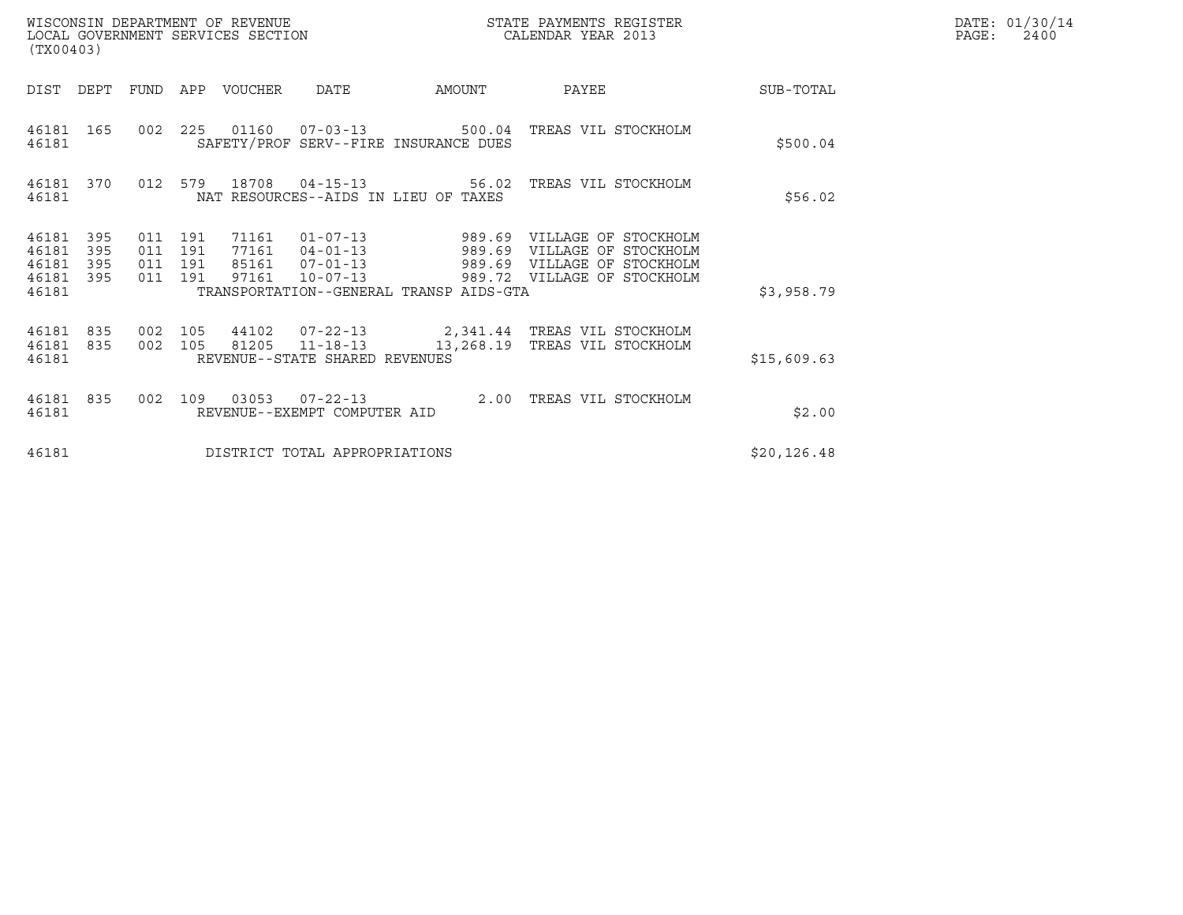WISCONSIN DEPARTMENT OF REVENUE
LOCAL GOVERNMENT SERVICES SECTION
(TX00403)

STATE PAYMENTS REGISTER
CALENDAR YEAR 2013

DATE: 01/30/14
PAGE: 2400

| DIST | DEPT | FUND | APP | VOUCHER | DATE | AMOUNT | PAYEE | SUB-TOTAL |
|---|---|---|---|---|---|---|---|---|
| 46181 | 165 | 002 | 225 | 01160 | 07-03-13 | 500.04 | TREAS VIL STOCKHOLM | |
| 46181 | | | | SAFETY/PROF SERV--FIRE INSURANCE DUES | | | | $500.04 |
| 46181 | 370 | 012 | 579 | 18708 | 04-15-13 | 56.02 | TREAS VIL STOCKHOLM | |
| 46181 | | | | NAT RESOURCES--AIDS IN LIEU OF TAXES | | | | $56.02 |
| 46181 | 395 | 011 | 191 | 71161 | 01-07-13 | 989.69 | VILLAGE OF STOCKHOLM | |
| 46181 | 395 | 011 | 191 | 77161 | 04-01-13 | 989.69 | VILLAGE OF STOCKHOLM | |
| 46181 | 395 | 011 | 191 | 85161 | 07-01-13 | 989.69 | VILLAGE OF STOCKHOLM | |
| 46181 | 395 | 011 | 191 | 97161 | 10-07-13 | 989.72 | VILLAGE OF STOCKHOLM | |
| 46181 | | | | TRANSPORTATION--GENERAL TRANSP AIDS-GTA | | | | $3,958.79 |
| 46181 | 835 | 002 | 105 | 44102 | 07-22-13 | 2,341.44 | TREAS VIL STOCKHOLM | |
| 46181 | 835 | 002 | 105 | 81205 | 11-18-13 | 13,268.19 | TREAS VIL STOCKHOLM | |
| 46181 | | | | REVENUE--STATE SHARED REVENUES | | | | $15,609.63 |
| 46181 | 835 | 002 | 109 | 03053 | 07-22-13 | 2.00 | TREAS VIL STOCKHOLM | |
| 46181 | | | | REVENUE--EXEMPT COMPUTER AID | | | | $2.00 |
| 46181 | | | | DISTRICT TOTAL APPROPRIATIONS | | | | $20,126.48 |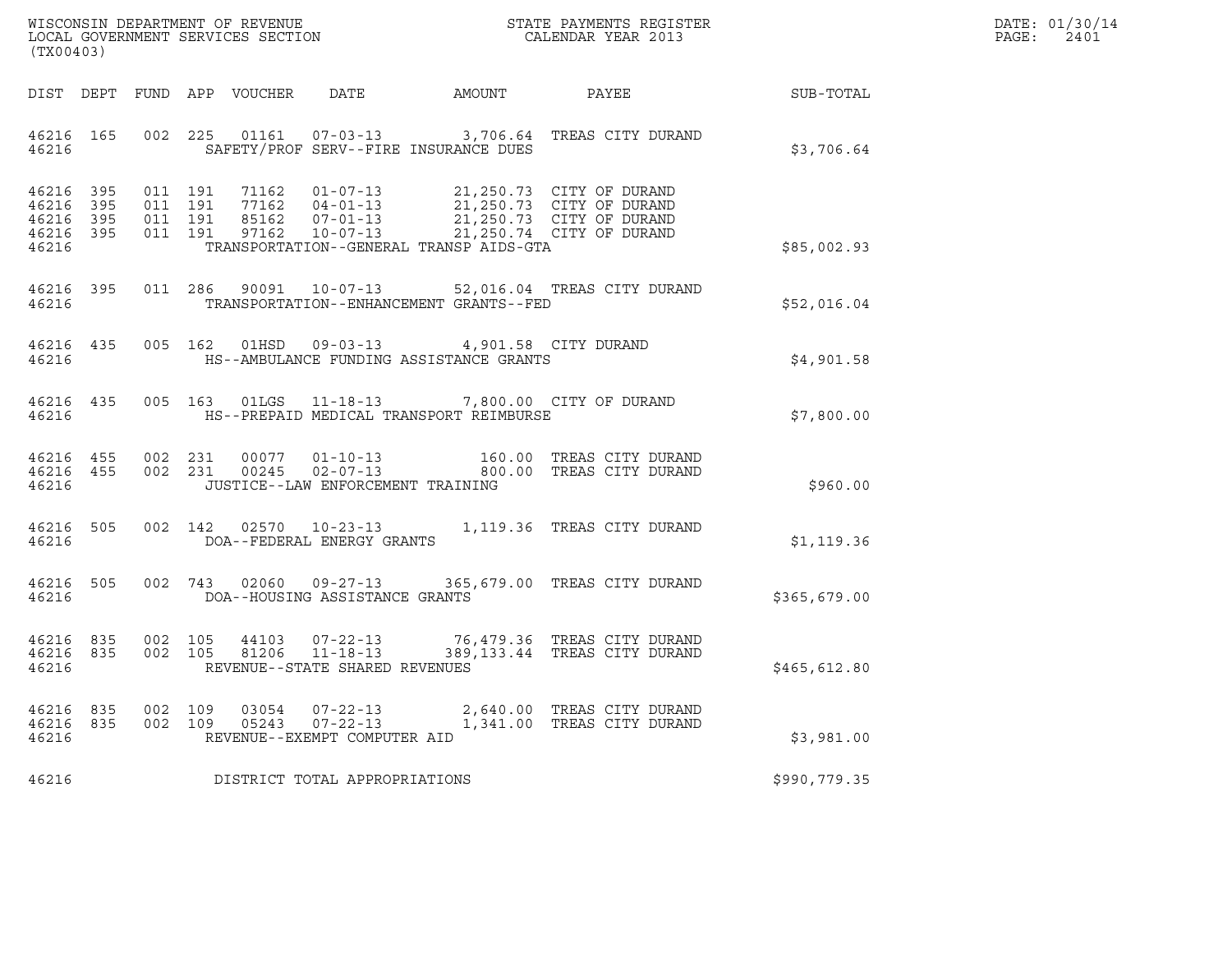WISCONSIN DEPARTMENT OF REVENUE
LOCAL GOVERNMENT SERVICES SECTION
(TX00403)

STATE PAYMENTS REGISTER
CALENDAR YEAR 2013

DATE: 01/30/14
PAGE: 2401

| DIST | DEPT | FUND | APP | VOUCHER | DATE | AMOUNT | PAYEE | SUB-TOTAL |
|---|---|---|---|---|---|---|---|---|
| 46216 | 165 | 002 | 225 | 01161 | 07-03-13 | 3,706.64 | TREAS CITY DURAND | |
| 46216 | | | | SAFETY/PROF SERV--FIRE INSURANCE DUES | | | | $3,706.64 |
| 46216 | 395 | 011 | 191 | 71162 | 01-07-13 | 21,250.73 | CITY OF DURAND | |
| 46216 | 395 | 011 | 191 | 77162 | 04-01-13 | 21,250.73 | CITY OF DURAND | |
| 46216 | 395 | 011 | 191 | 85162 | 07-01-13 | 21,250.73 | CITY OF DURAND | |
| 46216 | 395 | 011 | 191 | 97162 | 10-07-13 | 21,250.74 | CITY OF DURAND | |
| 46216 | | | | TRANSPORTATION--GENERAL TRANSP AIDS-GTA | | | | $85,002.93 |
| 46216 | 395 | 011 | 286 | 90091 | 10-07-13 | 52,016.04 | TREAS CITY DURAND | |
| 46216 | | | | TRANSPORTATION--ENHANCEMENT GRANTS--FED | | | | $52,016.04 |
| 46216 | 435 | 005 | 162 | 01HSD | 09-03-13 | 4,901.58 | CITY DURAND | |
| 46216 | | | | HS--AMBULANCE FUNDING ASSISTANCE GRANTS | | | | $4,901.58 |
| 46216 | 435 | 005 | 163 | 01LGS | 11-18-13 | 7,800.00 | CITY OF DURAND | |
| 46216 | | | | HS--PREPAID MEDICAL TRANSPORT REIMBURSE | | | | $7,800.00 |
| 46216 | 455 | 002 | 231 | 00077 | 01-10-13 | 160.00 | TREAS CITY DURAND | |
| 46216 | 455 | 002 | 231 | 00245 | 02-07-13 | 800.00 | TREAS CITY DURAND | |
| 46216 | | | | JUSTICE--LAW ENFORCEMENT TRAINING | | | | $960.00 |
| 46216 | 505 | 002 | 142 | 02570 | 10-23-13 | 1,119.36 | TREAS CITY DURAND | |
| 46216 | | | | DOA--FEDERAL ENERGY GRANTS | | | | $1,119.36 |
| 46216 | 505 | 002 | 743 | 02060 | 09-27-13 | 365,679.00 | TREAS CITY DURAND | |
| 46216 | | | | DOA--HOUSING ASSISTANCE GRANTS | | | | $365,679.00 |
| 46216 | 835 | 002 | 105 | 44103 | 07-22-13 | 76,479.36 | TREAS CITY DURAND | |
| 46216 | 835 | 002 | 105 | 81206 | 11-18-13 | 389,133.44 | TREAS CITY DURAND | |
| 46216 | | | | REVENUE--STATE SHARED REVENUES | | | | $465,612.80 |
| 46216 | 835 | 002 | 109 | 03054 | 07-22-13 | 2,640.00 | TREAS CITY DURAND | |
| 46216 | 835 | 002 | 109 | 05243 | 07-22-13 | 1,341.00 | TREAS CITY DURAND | |
| 46216 | | | | REVENUE--EXEMPT COMPUTER AID | | | | $3,981.00 |
| 46216 | | | | DISTRICT TOTAL APPROPRIATIONS | | | | $990,779.35 |